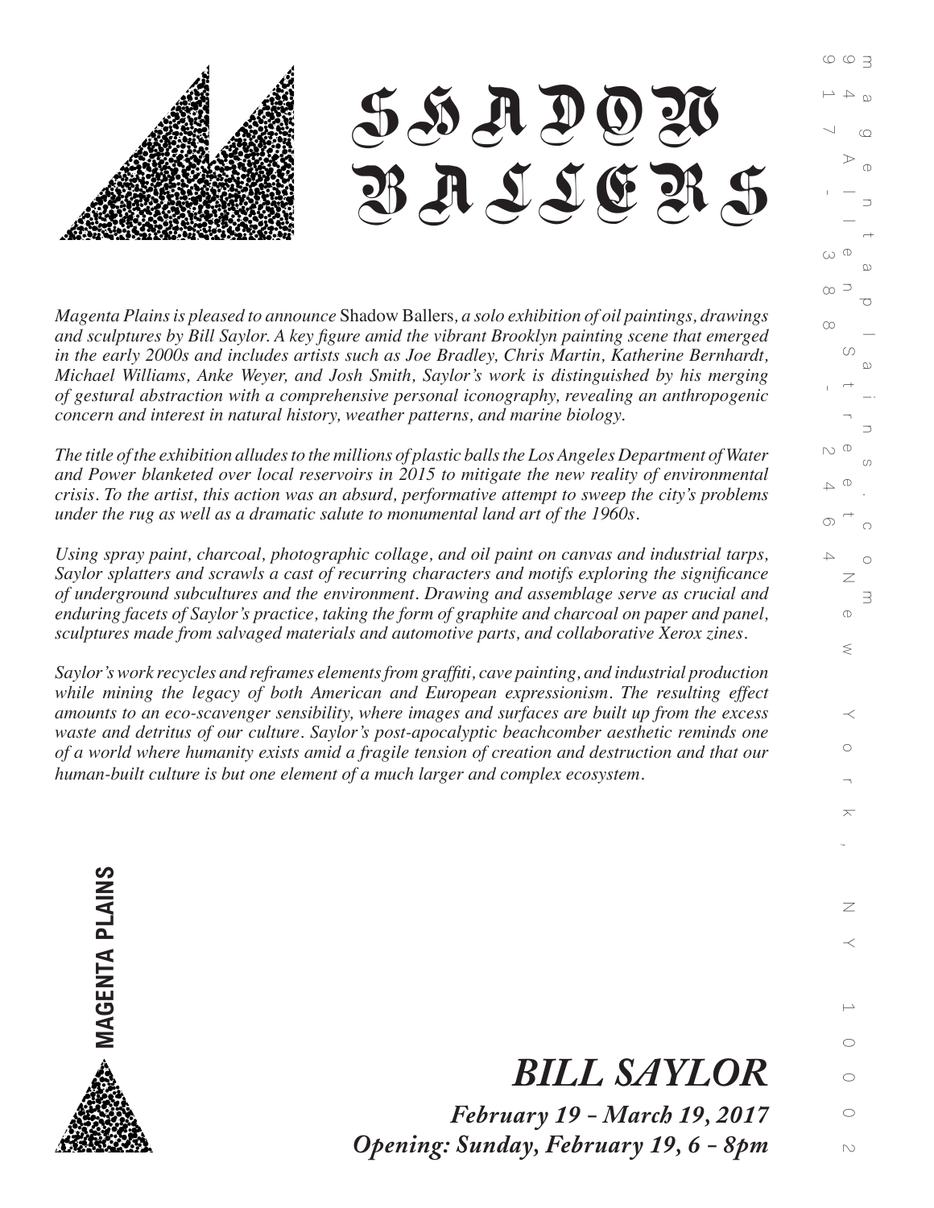# SHADOW BALLERS

*Magenta Plains is pleased to announce* Shadow Ballers*, a solo exhibition of oil paintings, drawings and sculptures by Bill Saylor. A key figure amid the vibrant Brooklyn painting scene that emerged in the early 2000s and includes artists such as Joe Bradley, Chris Martin, Katherine Bernhardt, Michael Williams, Anke Weyer, and Josh Smith, Saylor's work is distinguished by his merging of gestural abstraction with a comprehensive personal iconography, revealing an anthropogenic concern and interest in natural history, weather patterns, and marine biology.*

*The title of the exhibition alludes to the millions of plastic balls the Los Angeles Department of Water and Power blanketed over local reservoirs in 2015 to mitigate the new reality of environmental crisis. To the artist, this action was an absurd, performative attempt to sweep the city's problems under the rug as well as a dramatic salute to monumental land art of the 1960s.*

*Using spray paint, charcoal, photographic collage, and oil paint on canvas and industrial tarps, Saylor splatters and scrawls a cast of recurring characters and motifs exploring the significance of underground subcultures and the environment. Drawing and assemblage serve as crucial and enduring facets of Saylor's practice, taking the form of graphite and charcoal on paper and panel, sculptures made from salvaged materials and automotive parts, and collaborative Xerox zines.*

*Saylor's work recycles and reframes elements from graffiti, cave painting, and industrial production while mining the legacy of both American and European expressionism. The resulting effect amounts to an eco-scavenger sensibility, where images and surfaces are built up from the excess waste and detritus of our culture. Saylor's post-apocalyptic beachcomber aesthetic reminds one of a world where humanity exists amid a fragile tension of creation and destruction and that our human-built culture is but one element of a much larger and complex ecosystem.*

**MAGENTA PLAINS**

## *BILL SAYLOR*

***February 19 - March 19, 2017***
***Opening: Sunday, February 19, 6 - 8pm***

magentaplains.com
94 Allen Street New York, NY 10002
917-388-2464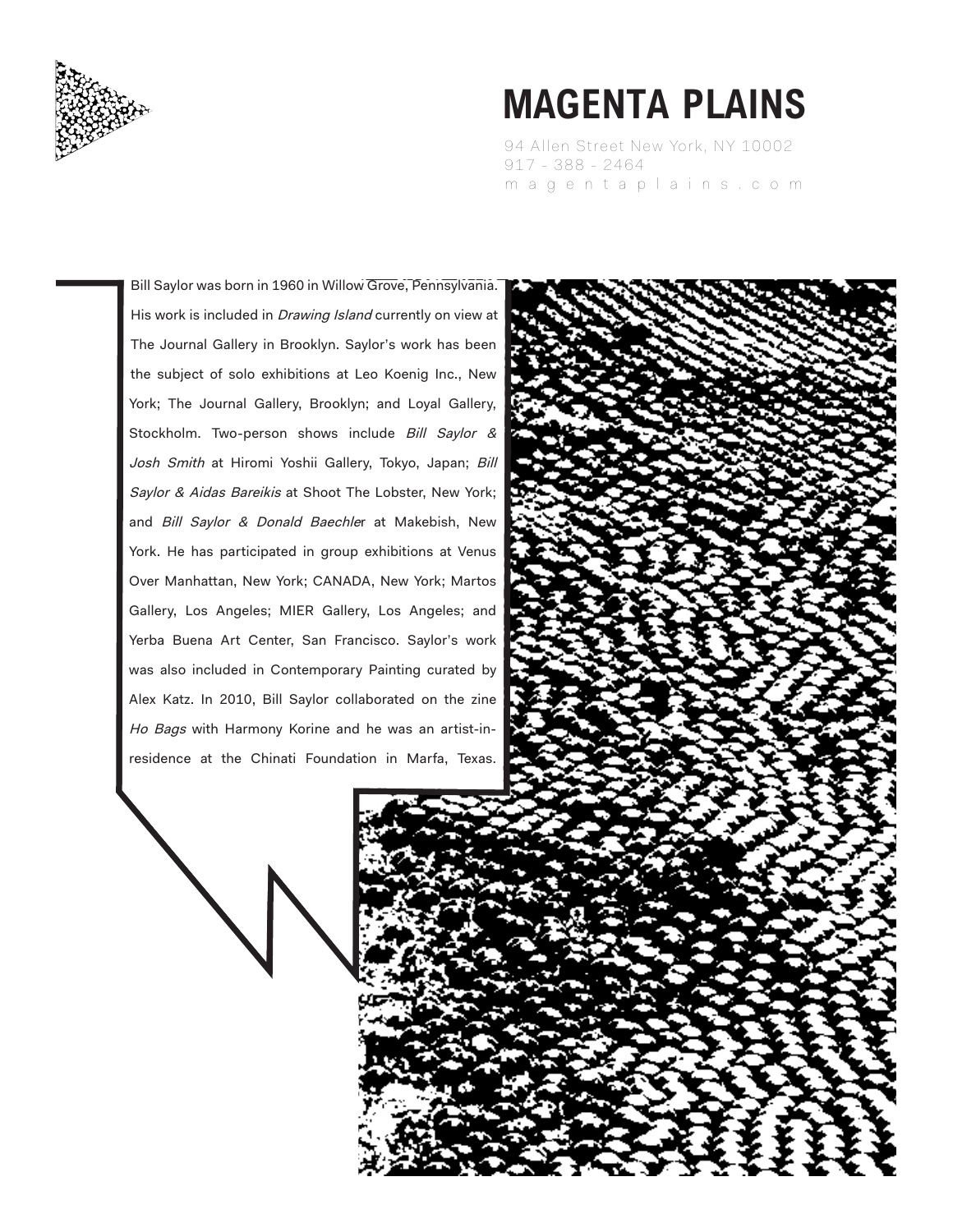# MAGENTA PLAINS

94 Allen Street New York, NY 10002
917 - 388 - 2464
magentaplains.com

Bill Saylor was born in 1960 in Willow Grove, Pennsylvania. His work is included in *Drawing Island* currently on view at The Journal Gallery in Brooklyn. Saylor's work has been the subject of solo exhibitions at Leo Koenig Inc., New York; The Journal Gallery, Brooklyn; and Loyal Gallery, Stockholm. Two-person shows include *Bill Saylor & Josh Smith* at Hiromi Yoshii Gallery, Tokyo, Japan; *Bill Saylor & Aidas Bareikis* at Shoot The Lobster, New York; and *Bill Saylor & Donald Baechle*r at Makebish, New York. He has participated in group exhibitions at Venus Over Manhattan, New York; CANADA, New York; Martos Gallery, Los Angeles; MIER Gallery, Los Angeles; and Yerba Buena Art Center, San Francisco. Saylor's work was also included in Contemporary Painting curated by Alex Katz. In 2010, Bill Saylor collaborated on the zine *Ho Bags* with Harmony Korine and he was an artist-in-residence at the Chinati Foundation in Marfa, Texas.